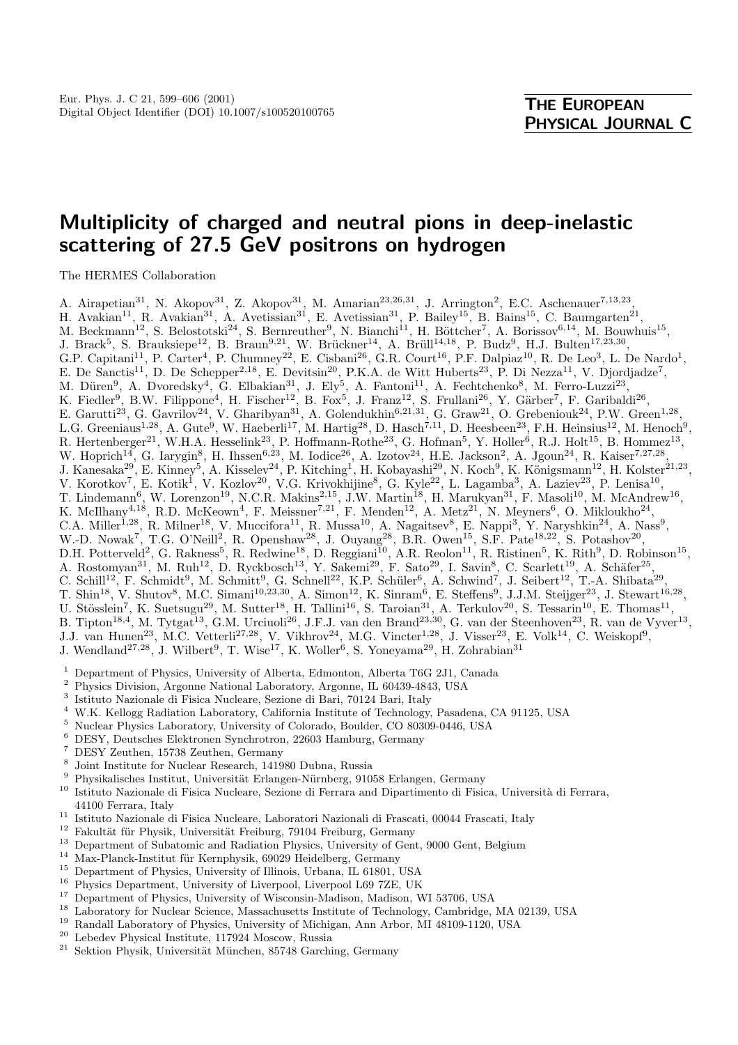# Multiplicity of charged and neutral pions in deep-inelastic scattering of 27.5 GeV positrons on hydrogen

The HERMES Collaboration

A. Airapetian[31], N. Akopov[31], Z. Akopov[31], M. Amarian[23,26,31], J. Arrington[2], E.C. Aschenauer[7,13,23], H. Avakian[11], R. Avakian[31], A. Avetissian[31], E. Avetissian[31], P. Bailey[15], B. Bains[15], C. Baumgarten[21], M. Beckmann[12], S. Belostotski[24], S. Bernreuther[9], N. Bianchi[11], H. Böttcher[7], A. Borissov[6,14], M. Bouwhuis[15], J. Brack[5], S. Brauksiepe[12], B. Braun[9,21], W. Brückner[14], A. Brüll[14,18], P. Budz[9], H.J. Bulten[17,23,30], G.P. Capitani[11], P. Carter[4], P. Chumney[22], E. Cisbani[26], G.R. Court[16], P.F. Dalpiaz[10], R. De Leo[3], L. De Nardo[1], E. De Sanctis[11], D. De Schepper[2,18], E. Devitsin[20], P.K.A. de Witt Huberts[23], P. Di Nezza[11], V. Djordjadze[7], M. Düren[9], A. Dvoredsky[4], G. Elbakian[31], J. Ely[5], A. Fantoni[11], A. Fechtchenko[8], M. Ferro-Luzzi[23], K. Fiedler[9], B.W. Filippone[4], H. Fischer[12], B. Fox[5], J. Franz[12], S. Frullani[26], Y. Gärber[7], F. Garibaldi[26], E. Garutti[23], G. Gavrilov[24], V. Gharibyan[31], A. Golendukhin[6,21,31], G. Graw[21], O. Grebeniouk[24], P.W. Green[1,28], L.G. Greeniaus[1,28], A. Gute[9], W. Haeberli[17], M. Hartig[28], D. Hasch[7,11], D. Heesbeen[23], F.H. Heinsius[12], M. Henoch[9], R. Hertenberger[21], W.H.A. Hesselink[23], P. Hoffmann-Rothe[23], G. Hofman[5], Y. Holler[6], R.J. Holt[15], B. Hommez[13], W. Hoprich[14], G. Iarygin[8], H. Ihssen[6,23], M. Iodice[26], A. Izotov[24], H.E. Jackson[2], A. Jgoun[24], R. Kaiser[7,27,28], J. Kanesaka[29], E. Kinney[5], A. Kisselev[24], P. Kitching[1], H. Kobayashi[29], N. Koch[9], K. Königsmann[12], H. Kolster[21,23], V. Korotkov[7], E. Kotik[1], V. Kozlov[20], V.G. Krivokhijine[8], G. Kyle[22], L. Lagamba[3], A. Laziev[23], P. Lenisa[10], T. Lindemann[6], W. Lorenzon[19], N.C.R. Makins[2,15], J.W. Martin[18], H. Marukyan[31], F. Masoli[10], M. McAndrew[16], K. McIlhany[4,18], R.D. McKeown[4], F. Meissner[7,21], F. Menden[12], A. Metz[21], N. Meyners[6], O. Mikloukho[24], C.A. Miller[1,28], R. Milner[18], V. Muccifora[11], R. Mussa[10], A. Nagaitsev[8], E. Nappi[3], Y. Naryshkin[24], A. Nass[9], W.-D. Nowak[7], T.G. O'Neill[2], R. Openshaw[28], J. Ouyang[28], B.R. Owen[15], S.F. Pate[18,22], S. Potashov[20], D.H. Potterveld[2], G. Rakness[5], R. Redwine[18], D. Reggiani[10], A.R. Reolon[11], R. Ristinen[5], K. Rith[9], D. Robinson[15], A. Rostomyan[31], M. Ruh[12], D. Ryckbosch[13], Y. Sakemi[29], F. Sato[29], I. Savin[8], C. Scarlett[19], A. Schäfer[25], C. Schill[12], F. Schmidt[9], M. Schmitt[9], G. Schnell[22], K.P. Schüler[6], A. Schwind[7], J. Seibert[12], T.-A. Shibata[29], T. Shin[18], V. Shutov[8], M.C. Simani[10,23,30], A. Simon[12], K. Sinram[6], E. Steffens[9], J.J.M. Steijger[23], J. Stewart[16,28], U. Stösslein[7], K. Suetsugu[29], M. Sutter[18], H. Tallini[16], S. Taroian[31], A. Terkulov[20], S. Tessarin[10], E. Thomas[11], B. Tipton[18,4], M. Tytgat[13], G.M. Urciuoli[26], J.F.J. van den Brand[23,30], G. van der Steenhoven[23], R. van de Vyver[13], J.J. van Hunen[23], M.C. Vetterli[27,28], V. Vikhrov[24], M.G. Vincter[1,28], J. Visser[23], E. Volk[14], C. Weiskopf[9], J. Wendland[27,28], J. Wilbert[9], T. Wise[17], K. Woller[6], S. Yoneyama[29], H. Zohrabian[31]

[1] Department of Physics, University of Alberta, Edmonton, Alberta T6G 2J1, Canada
[2] Physics Division, Argonne National Laboratory, Argonne, IL 60439-4843, USA
[3] Istituto Nazionale di Fisica Nucleare, Sezione di Bari, 70124 Bari, Italy
[4] W.K. Kellogg Radiation Laboratory, California Institute of Technology, Pasadena, CA 91125, USA
[5] Nuclear Physics Laboratory, University of Colorado, Boulder, CO 80309-0446, USA
[6] DESY, Deutsches Elektronen Synchrotron, 22603 Hamburg, Germany
[7] DESY Zeuthen, 15738 Zeuthen, Germany
[8] Joint Institute for Nuclear Research, 141980 Dubna, Russia
[9] Physikalisches Institut, Universität Erlangen-Nürnberg, 91058 Erlangen, Germany
[10] Istituto Nazionale di Fisica Nucleare, Sezione di Ferrara and Dipartimento di Fisica, Università di Ferrara, 44100 Ferrara, Italy
[11] Istituto Nazionale di Fisica Nucleare, Laboratori Nazionali di Frascati, 00044 Frascati, Italy
[12] Fakultät für Physik, Universität Freiburg, 79104 Freiburg, Germany
[13] Department of Subatomic and Radiation Physics, University of Gent, 9000 Gent, Belgium
[14] Max-Planck-Institut für Kernphysik, 69029 Heidelberg, Germany
[15] Department of Physics, University of Illinois, Urbana, IL 61801, USA
[16] Physics Department, University of Liverpool, Liverpool L69 7ZE, UK
[17] Department of Physics, University of Wisconsin-Madison, Madison, WI 53706, USA
[18] Laboratory for Nuclear Science, Massachusetts Institute of Technology, Cambridge, MA 02139, USA
[19] Randall Laboratory of Physics, University of Michigan, Ann Arbor, MI 48109-1120, USA
[20] Lebedev Physical Institute, 117924 Moscow, Russia
[21] Sektion Physik, Universität München, 85748 Garching, Germany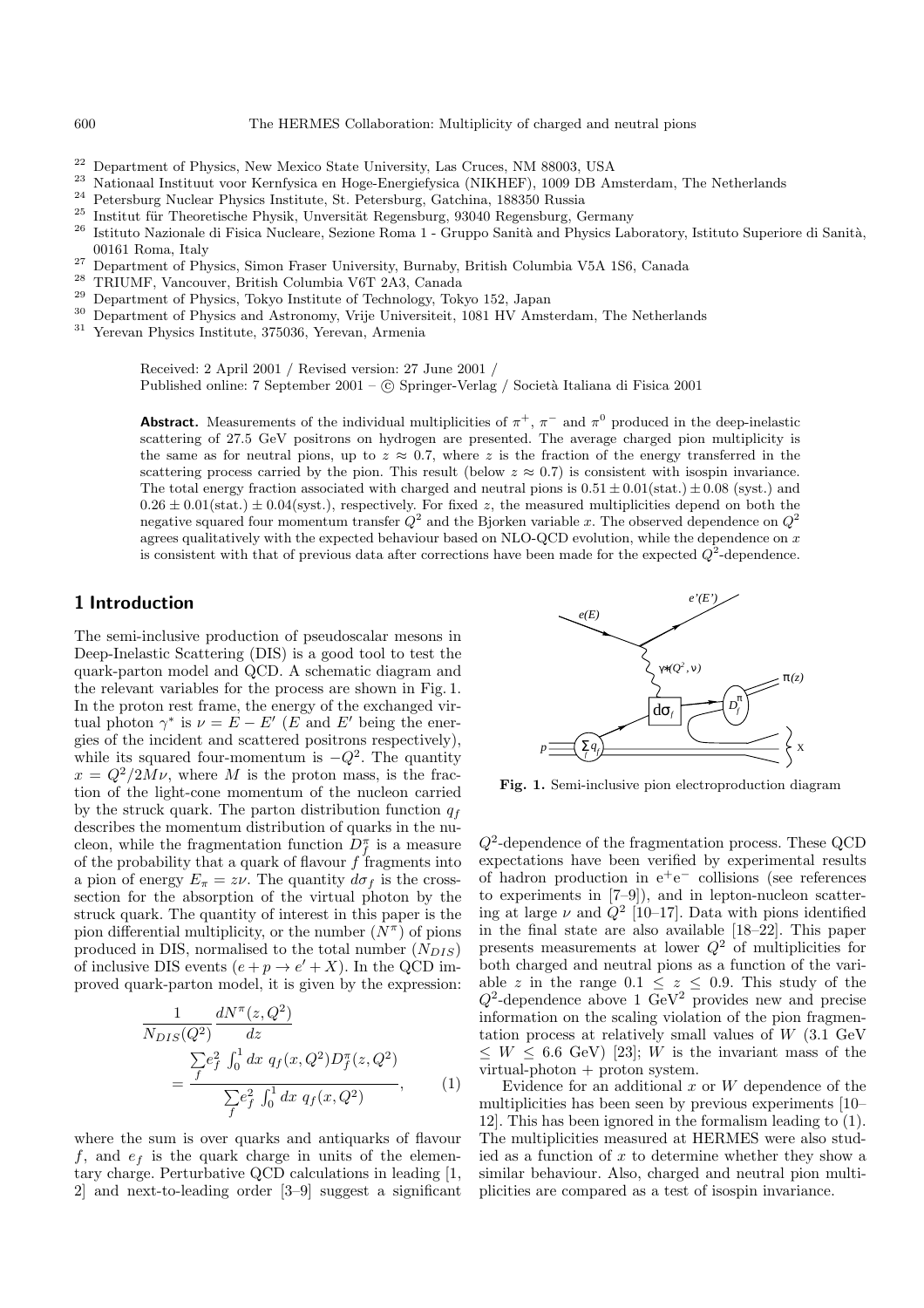[22] Department of Physics, New Mexico State University, Las Cruces, NM 88003, USA
[23] Nationaal Instituut voor Kernfysica en Hoge-Energiefysica (NIKHEF), 1009 DB Amsterdam, The Netherlands
[24] Petersburg Nuclear Physics Institute, St. Petersburg, Gatchina, 188350 Russia
[25] Institut für Theoretische Physik, Unversität Regensburg, 93040 Regensburg, Germany
[26] Istituto Nazionale di Fisica Nucleare, Sezione Roma 1 - Gruppo Sanità and Physics Laboratory, Istituto Superiore di Sanità, 00161 Roma, Italy
[27] Department of Physics, Simon Fraser University, Burnaby, British Columbia V5A 1S6, Canada
[28] TRIUMF, Vancouver, British Columbia V6T 2A3, Canada
[29] Department of Physics, Tokyo Institute of Technology, Tokyo 152, Japan
[30] Department of Physics and Astronomy, Vrije Universiteit, 1081 HV Amsterdam, The Netherlands
[31] Yerevan Physics Institute, 375036, Yerevan, Armenia

Received: 2 April 2001 / Revised version: 27 June 2001 /
Published online: 7 September 2001 – © Springer-Verlag / Società Italiana di Fisica 2001

**Abstract.** Measurements of the individual multiplicities of $\pi^+$, $\pi^-$ and $\pi^0$ produced in the deep-inelastic scattering of 27.5 GeV positrons on hydrogen are presented. The average charged pion multiplicity is the same as for neutral pions, up to $z \approx 0.7$, where $z$ is the fraction of the energy transferred in the scattering process carried by the pion. This result (below $z \approx 0.7$) is consistent with isospin invariance. The total energy fraction associated with charged and neutral pions is $0.51 \pm 0.01$(stat.) $\pm 0.08$ (syst.) and $0.26 \pm 0.01$(stat.) $\pm 0.04$(syst.), respectively. For fixed $z$, the measured multiplicities depend on both the negative squared four momentum transfer $Q^2$ and the Bjorken variable $x$. The observed dependence on $Q^2$ agrees qualitatively with the expected behaviour based on NLO-QCD evolution, while the dependence on $x$ is consistent with that of previous data after corrections have been made for the expected $Q^2$-dependence.

## 1 Introduction

The semi-inclusive production of pseudoscalar mesons in Deep-Inelastic Scattering (DIS) is a good tool to test the quark-parton model and QCD. A schematic diagram and the relevant variables for the process are shown in Fig. 1. In the proton rest frame, the energy of the exchanged virtual photon $\gamma^*$ is $\nu = E - E'$ ($E$ and $E'$ being the energies of the incident and scattered positrons respectively), while its squared four-momentum is $-Q^2$. The quantity $x = Q^2/2M\nu$, where $M$ is the proton mass, is the fraction of the light-cone momentum of the nucleon carried by the struck quark. The parton distribution function $q_f$ describes the momentum distribution of quarks in the nucleon, while the fragmentation function $D_f^\pi$ is a measure of the probability that a quark of flavour $f$ fragments into a pion of energy $E_\pi = z\nu$. The quantity $d\sigma_f$ is the cross-section for the absorption of the virtual photon by the struck quark. The quantity of interest in this paper is the pion differential multiplicity, or the number ($N^\pi$) of pions produced in DIS, normalised to the total number ($N_{DIS}$) of inclusive DIS events ($e + p \rightarrow e' + X$). In the QCD improved quark-parton model, it is given by the expression:

$$\frac{1}{N_{DIS}(Q^2)} \frac{dN^\pi(z, Q^2)}{dz} = \frac{\sum_f e_f^2 \int_0^1 dx \; q_f(x, Q^2) D_f^\pi(z, Q^2)}{\sum_f e_f^2 \int_0^1 dx \; q_f(x, Q^2)}, \qquad (1)$$

where the sum is over quarks and antiquarks of flavour $f$, and $e_f$ is the quark charge in units of the elementary charge. Perturbative QCD calculations in leading [1, 2] and next-to-leading order [3–9] suggest a significant

e(E)
e'(E')
γ*(Q², ν)
dσ_f
D_f^π
π(z)
p
Σ_f q_f
X

**Fig. 1.** Semi-inclusive pion electroproduction diagram

$Q^2$-dependence of the fragmentation process. These QCD expectations have been verified by experimental results of hadron production in $e^+e^-$ collisions (see references to experiments in [7–9]), and in lepton-nucleon scattering at large $\nu$ and $Q^2$ [10–17]. Data with pions identified in the final state are also available [18–22]. This paper presents measurements at lower $Q^2$ of multiplicities for both charged and neutral pions as a function of the variable $z$ in the range $0.1 \leq z \leq 0.9$. This study of the $Q^2$-dependence above 1 GeV$^2$ provides new and precise information on the scaling violation of the pion fragmentation process at relatively small values of $W$ (3.1 GeV $\leq W \leq$ 6.6 GeV) [23]; $W$ is the invariant mass of the virtual-photon + proton system.

Evidence for an additional $x$ or $W$ dependence of the multiplicities has been seen by previous experiments [10–12]. This has been ignored in the formalism leading to (1). The multiplicities measured at HERMES were also studied as a function of $x$ to determine whether they show a similar behaviour. Also, charged and neutral pion multiplicities are compared as a test of isospin invariance.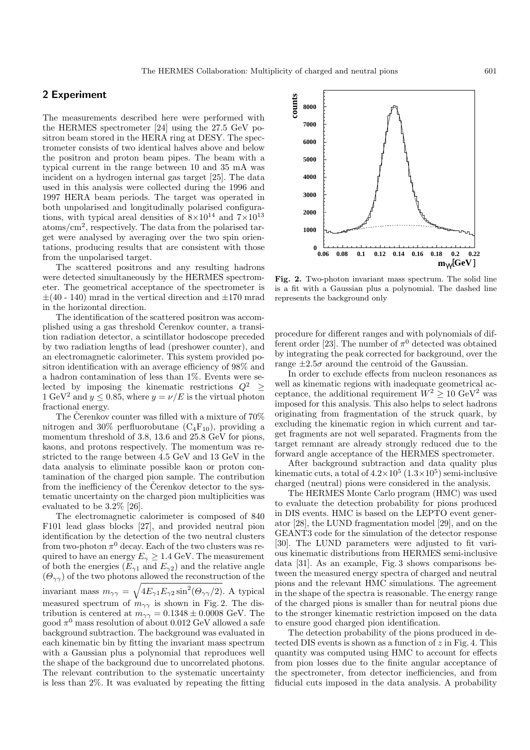## 2 Experiment

The measurements described here were performed with the HERMES spectrometer [24] using the 27.5 GeV positron beam stored in the HERA ring at DESY. The spectrometer consists of two identical halves above and below the positron and proton beam pipes. The beam with a typical current in the range between 10 and 35 mA was incident on a hydrogen internal gas target [25]. The data used in this analysis were collected during the 1996 and 1997 HERA beam periods. The target was operated in both unpolarised and longitudinally polarised configurations, with typical areal densities of $8\times10^{14}$ and $7\times10^{13}$ atoms/cm$^2$, respectively. The data from the polarised target were analysed by averaging over the two spin orientations, producing results that are consistent with those from the unpolarised target.

The scattered positrons and any resulting hadrons were detected simultaneously by the HERMES spectrometer. The geometrical acceptance of the spectrometer is $\pm$(40 - 140) mrad in the vertical direction and $\pm$170 mrad in the horizontal direction.

The identification of the scattered positron was accomplished using a gas threshold Čerenkov counter, a transition radiation detector, a scintillator hodoscope preceded by two radiation lengths of lead (preshower counter), and an electromagnetic calorimeter. This system provided positron identification with an average efficiency of 98% and a hadron contamination of less than 1%. Events were selected by imposing the kinematic restrictions $Q^2 \geq 1$ GeV$^2$ and $y \leq 0.85$, where $y = \nu/E$ is the virtual photon fractional energy.

The Čerenkov counter was filled with a mixture of 70% nitrogen and 30% perfluorobutane ($C_4F_{10}$), providing a momentum threshold of 3.8, 13.6 and 25.8 GeV for pions, kaons, and protons respectively. The momentum was restricted to the range between 4.5 GeV and 13 GeV in the data analysis to eliminate possible kaon or proton contamination of the charged pion sample. The contribution from the inefficiency of the Čerenkov detector to the systematic uncertainty on the charged pion multiplicities was evaluated to be 3.2% [26].

The electromagnetic calorimeter is composed of 840 F101 lead glass blocks [27], and provided neutral pion identification by the detection of the two neutral clusters from two-photon $\pi^0$ decay. Each of the two clusters was required to have an energy $E_\gamma \geq 1.4$ GeV. The measurement of both the energies ($E_{\gamma1}$ and $E_{\gamma2}$) and the relative angle ($\Theta_{\gamma\gamma}$) of the two photons allowed the reconstruction of the invariant mass $m_{\gamma\gamma} = \sqrt{4E_{\gamma1}E_{\gamma2}\sin^2(\Theta_{\gamma\gamma}/2)}$. A typical measured spectrum of $m_{\gamma\gamma}$ is shown in Fig. 2. The distribution is centered at $m_{\gamma\gamma} = 0.1348 \pm 0.0008$ GeV. The good $\pi^0$ mass resolution of about 0.012 GeV allowed a safe background subtraction. The background was evaluated in each kinematic bin by fitting the invariant mass spectrum with a Gaussian plus a polynomial that reproduces well the shape of the background due to uncorrelated photons. The relevant contribution to the systematic uncertainty is less than 2%. It was evaluated by repeating the fitting procedure for different ranges and with polynomials of different order [23]. The number of $\pi^0$ detected was obtained by integrating the peak corrected for background, over the range $\pm2.5\sigma$ around the centroid of the Gaussian.

counts
8000
7000
6000
5000
4000
3000
2000
1000
0
0.06 0.08 0.1 0.12 0.14 0.16 0.18 0.2 0.22
m$_{\gamma\gamma}$[GeV]

**Fig. 2.** Two-photon invariant mass spectrum. The solid line is a fit with a Gaussian plus a polynomial. The dashed line represents the background only

In order to exclude effects from nucleon resonances as well as kinematic regions with inadequate geometrical acceptance, the additional requirement $W^2 \geq 10$ GeV$^2$ was imposed for this analysis. This also helps to select hadrons originating from fragmentation of the struck quark, by excluding the kinematic region in which current and target fragments are not well separated. Fragments from the target remnant are already strongly reduced due to the forward angle acceptance of the HERMES spectrometer.

After background subtraction and data quality plus kinematic cuts, a total of $4.2\times10^5$ ($1.3\times10^5$) semi-inclusive charged (neutral) pions were considered in the analysis.

The HERMES Monte Carlo program (HMC) was used to evaluate the detection probability for pions produced in DIS events. HMC is based on the LEPTO event generator [28], the LUND fragmentation model [29], and on the GEANT3 code for the simulation of the detector response [30]. The LUND parameters were adjusted to fit various kinematic distributions from HERMES semi-inclusive data [31]. As an example, Fig. 3 shows comparisons between the measured energy spectra of charged and neutral pions and the relevant HMC simulations. The agreement in the shape of the spectra is reasonable. The energy range of the charged pions is smaller than for neutral pions due to the stronger kinematic restriction imposed on the data to ensure good charged pion identification.

The detection probability of the pions produced in detected DIS events is shown as a function of $z$ in Fig. 4. This quantity was computed using HMC to account for effects from pion losses due to the finite angular acceptance of the spectrometer, from detector inefficiencies, and from fiducial cuts imposed in the data analysis. A probability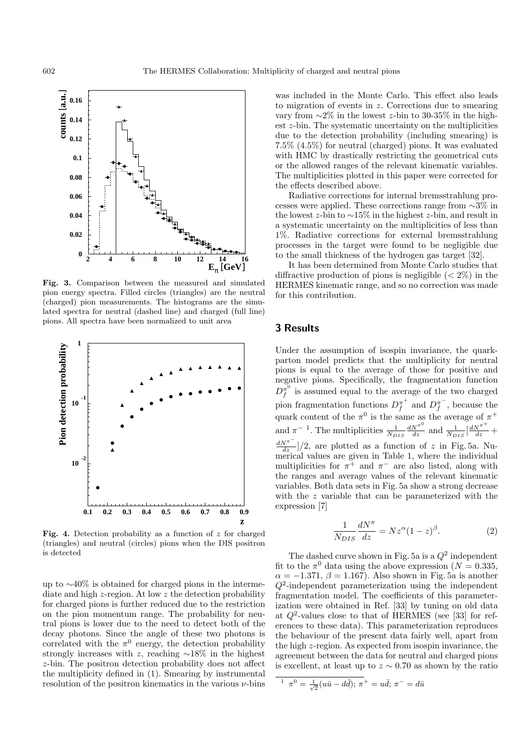counts [a.u.]

0.16
0.14
0.12
0.1
0.08
0.06
0.04
0.02
0

2 4 6 8 10 12 14 16

$E_\pi$ [GeV]

**Fig. 3.** Comparison between the measured and simulated pion energy spectra. Filled circles (triangles) are the neutral (charged) pion measurements. The histograms are the simulated spectra for neutral (dashed line) and charged (full line) pions. All spectra have been normalized to unit area

Pion detection probability

1
$10^{-1}$
$10^{-2}$

0.1 0.2 0.3 0.4 0.5 0.6 0.7 0.8 0.9

z

**Fig. 4.** Detection probability as a function of $z$ for charged (triangles) and neutral (circles) pions when the DIS positron is detected

up to ∼40% is obtained for charged pions in the intermediate and high $z$-region. At low $z$ the detection probability for charged pions is further reduced due to the restriction on the pion momentum range. The probability for neutral pions is lower due to the need to detect both of the decay photons. Since the angle of these two photons is correlated with the $\pi^0$ energy, the detection probability strongly increases with $z$, reaching ∼18% in the highest $z$-bin. The positron detection probability does not affect the multiplicity defined in (1). Smearing by instrumental resolution of the positron kinematics in the various $\nu$-bins was included in the Monte Carlo. This effect also leads to migration of events in $z$. Corrections due to smearing vary from ∼2% in the lowest $z$-bin to 30-35% in the highest $z$-bin. The systematic uncertainty on the multiplicities due to the detection probability (including smearing) is 7.5% (4.5%) for neutral (charged) pions. It was evaluated with HMC by drastically restricting the geometrical cuts or the allowed ranges of the relevant kinematic variables. The multiplicities plotted in this paper were corrected for the effects described above.

Radiative corrections for internal bremsstrahlung processes were applied. These corrections range from ∼3% in the lowest $z$-bin to ∼15% in the highest $z$-bin, and result in a systematic uncertainty on the multiplicities of less than 1%. Radiative corrections for external bremsstrahlung processes in the target were found to be negligible due to the small thickness of the hydrogen gas target [32].

It has been determined from Monte Carlo studies that diffractive production of pions is negligible ($< 2\%$) in the HERMES kinematic range, and so no correction was made for this contribution.

## 3 Results

Under the assumption of isospin invariance, the quark-parton model predicts that the multiplicity for neutral pions is equal to the average of those for positive and negative pions. Specifically, the fragmentation function $D_f^{\pi^0}$ is assumed equal to the average of the two charged pion fragmentation functions $D_f^{\pi^+}$ and $D_f^{\pi^-}$, because the quark content of the $\pi^0$ is the same as the average of $\pi^+$ and $\pi^-$ [1]. The multiplicities $\frac{1}{N_{DIS}}\frac{dN^{\pi^0}}{dz}$ and $\frac{1}{N_{DIS}}[\frac{dN^{\pi^+}}{dz}+\frac{dN^{\pi^-}}{dz}]/2$, are plotted as a function of $z$ in Fig. 5a. Numerical values are given in Table 1, where the individual multiplicities for $\pi^+$ and $\pi^-$ are also listed, along with the ranges and average values of the relevant kinematic variables. Both data sets in Fig. 5a show a strong decrease with the $z$ variable that can be parameterized with the expression [7]

$$\frac{1}{N_{DIS}}\frac{dN^{\pi}}{dz} = Nz^{\alpha}(1-z)^{\beta}. \tag{2}$$

The dashed curve shown in Fig. 5a is a $Q^2$ independent fit to the $\pi^0$ data using the above expression ($N = 0.335$, $\alpha = -1.371$, $\beta = 1.167$). Also shown in Fig. 5a is another $Q^2$-independent parameterization using the independent fragmentation model. The coefficients of this parameterization were obtained in Ref. [33] by tuning on old data at $Q^2$-values close to that of HERMES (see [33] for references to these data). This parameterization reproduces the behaviour of the present data fairly well, apart from the high $z$-region. As expected from isospin invariance, the agreement between the data for neutral and charged pions is excellent, at least up to $z \sim 0.70$ as shown by the ratio

[1] $\pi^0 = \frac{1}{\sqrt{2}}(u\bar{u} - d\bar{d})$; $\pi^+ = u\bar{d}$; $\pi^- = d\bar{u}$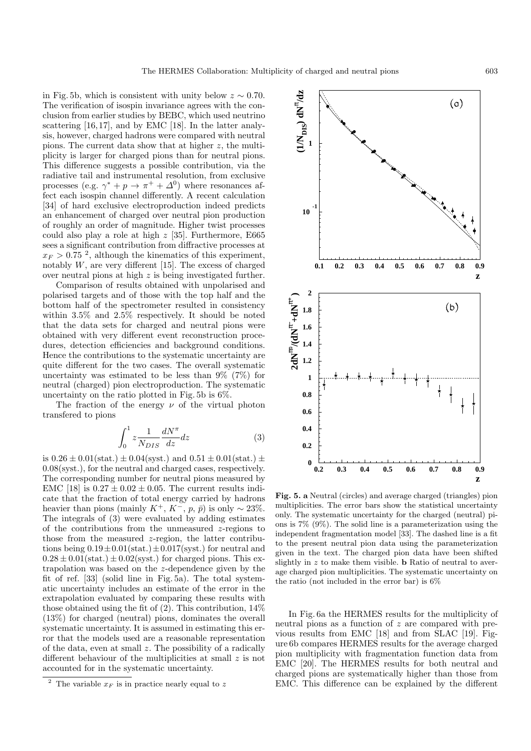in Fig. 5b, which is consistent with unity below $z \sim 0.70$. The verification of isospin invariance agrees with the conclusion from earlier studies by BEBC, which used neutrino scattering [16,17], and by EMC [18]. In the latter analysis, however, charged hadrons were compared with neutral pions. The current data show that at higher $z$, the multiplicity is larger for charged pions than for neutral pions. This difference suggests a possible contribution, via the radiative tail and instrumental resolution, from exclusive processes (e.g. $\gamma^* + p \to \pi^+ + \Delta^0$) where resonances affect each isospin channel differently. A recent calculation [34] of hard exclusive electroproduction indeed predicts an enhancement of charged over neutral pion production of roughly an order of magnitude. Higher twist processes could also play a role at high $z$ [35]. Furthermore, E665 sees a significant contribution from diffractive processes at $x_F > 0.75$ [2], although the kinematics of this experiment, notably $W$, are very different [15]. The excess of charged over neutral pions at high $z$ is being investigated further.

Comparison of results obtained with unpolarised and polarised targets and of those with the top half and the bottom half of the spectrometer resulted in consistency within 3.5% and 2.5% respectively. It should be noted that the data sets for charged and neutral pions were obtained with very different event reconstruction procedures, detection efficiencies and background conditions. Hence the contributions to the systematic uncertainty are quite different for the two cases. The overall systematic uncertainty was estimated to be less than 9% (7%) for neutral (charged) pion electroproduction. The systematic uncertainty on the ratio plotted in Fig. 5b is 6%.

The fraction of the energy $\nu$ of the virtual photon transfered to pions

$$\int_0^1 z \frac{1}{N_{DIS}} \frac{dN^\pi}{dz} dz \qquad (3)$$

is $0.26 \pm 0.01(\text{stat.}) \pm 0.04(\text{syst.})$ and $0.51 \pm 0.01(\text{stat.}) \pm 0.08(\text{syst.})$, for the neutral and charged cases, respectively. The corresponding number for neutral pions measured by EMC [18] is $0.27 \pm 0.02 \pm 0.05$. The current results indicate that the fraction of total energy carried by hadrons heavier than pions (mainly $K^+$, $K^-$, $p$, $\bar{p}$) is only $\sim 23\%$. The integrals of (3) were evaluated by adding estimates of the contributions from the unmeasured $z$-regions to those from the measured $z$-region, the latter contributions being $0.19 \pm 0.01(\text{stat.}) \pm 0.017(\text{syst.})$ for neutral and $0.28 \pm 0.01(\text{stat.}) \pm 0.02(\text{syst.})$ for charged pions. This extrapolation was based on the $z$-dependence given by the fit of ref. [33] (solid line in Fig. 5a). The total systematic uncertainty includes an estimate of the error in the extrapolation evaluated by comparing these results with those obtained using the fit of (2). This contribution, 14% (13%) for charged (neutral) pions, dominates the overall systematic uncertainty. It is assumed in estimating this error that the models used are a reasonable representation of the data, even at small $z$. The possibility of a radically different behaviour of the multiplicities at small $z$ is not accounted for in the systematic uncertainty.

[2] The variable $x_F$ is in practice nearly equal to $z$

(a)
$(1/N_{DIS})\, dN^\pi/dz$
1
10^-1
0.1 0.2 0.3 0.4 0.5 0.6 0.7 0.8 0.9
z

(b)
$2dN^{\pi^0}/(dN^{\pi^-}+dN^{\pi^+})$
2
1.8
1.6
1.4
1.2
1
0.8
0.6
0.4
0.2
0
0.2 0.3 0.4 0.5 0.6 0.7 0.8 0.9
z

**Fig. 5. a** Neutral (circles) and average charged (triangles) pion multiplicities. The error bars show the statistical uncertainty only. The systematic uncertainty for the charged (neutral) pions is 7% (9%). The solid line is a parameterization using the independent fragmentation model [33]. The dashed line is a fit to the present neutral pion data using the parameterization given in the text. The charged pion data have been shifted slightly in $z$ to make them visible. **b** Ratio of neutral to average charged pion multiplicities. The systematic uncertainty on the ratio (not included in the error bar) is 6%

In Fig. 6a the HERMES results for the multiplicity of neutral pions as a function of $z$ are compared with previous results from EMC [18] and from SLAC [19]. Figure 6b compares HERMES results for the average charged pion multiplicity with fragmentation function data from EMC [20]. The HERMES results for both neutral and charged pions are systematically higher than those from EMC. This difference can be explained by the different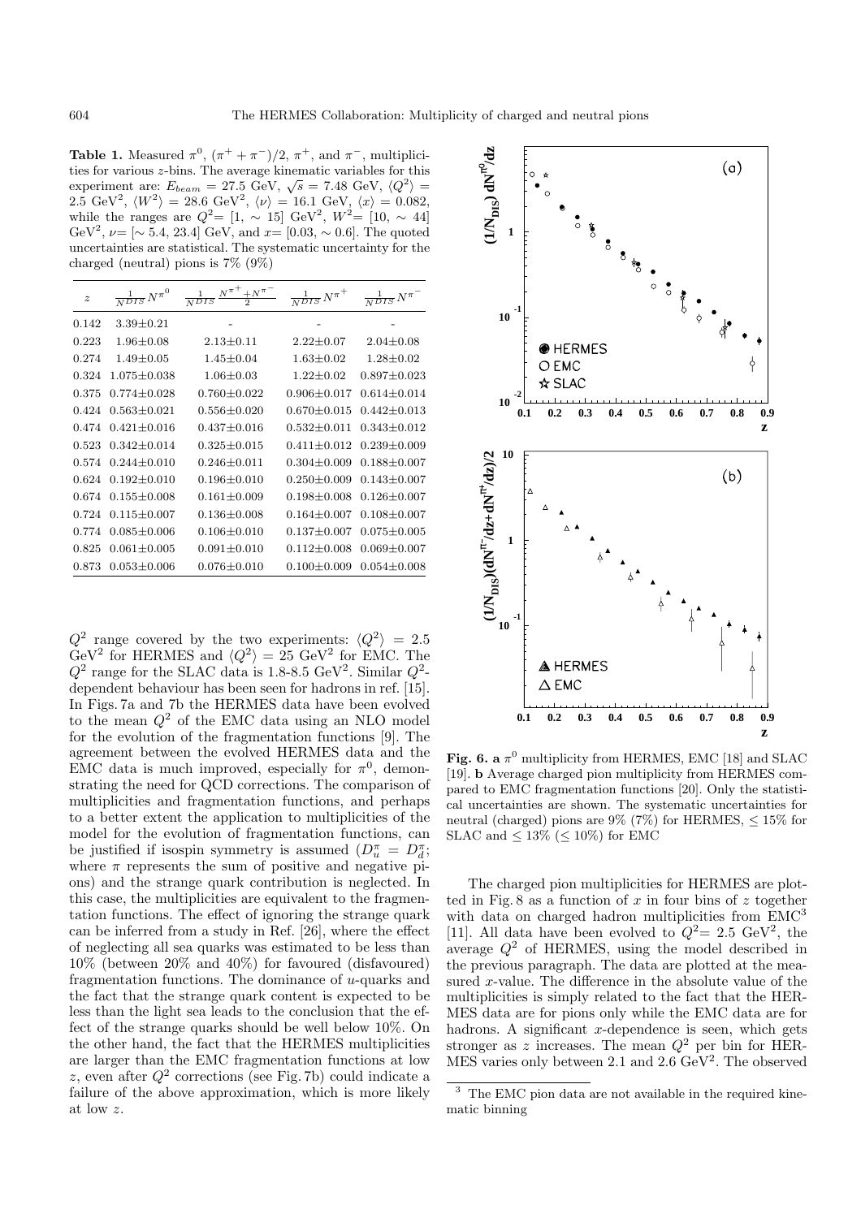**Table 1.** Measured $\pi^0$, $(\pi^+ + \pi^-)/2$, $\pi^+$, and $\pi^-$, multiplicities for various $z$-bins. The average kinematic variables for this experiment are: $E_{beam}$ = 27.5 GeV, $\sqrt{s}$ = 7.48 GeV, $\langle Q^2 \rangle$ = 2.5 GeV$^2$, $\langle W^2 \rangle$ = 28.6 GeV$^2$, $\langle \nu \rangle$ = 16.1 GeV, $\langle x \rangle$ = 0.082, while the ranges are $Q^2$= [1, ∼ 15] GeV$^2$, $W^2$= [10, ∼ 44] GeV$^2$, $\nu$= [∼ 5.4, 23.4] GeV, and $x$= [0.03, ∼ 0.6]. The quoted uncertainties are statistical. The systematic uncertainty for the charged (neutral) pions is 7% (9%)

| $z$ | $\frac{1}{N^{DIS}} N^{\pi^0}$ | $\frac{1}{N^{DIS}} \frac{N^{\pi^+}+N^{\pi^-}}{2}$ | $\frac{1}{N^{DIS}} N^{\pi^+}$ | $\frac{1}{N^{DIS}} N^{\pi^-}$ |
|---|---|---|---|---|
| 0.142 | 3.39±0.21 | - | - | - |
| 0.223 | 1.96±0.08 | 2.13±0.11 | 2.22±0.07 | 2.04±0.08 |
| 0.274 | 1.49±0.05 | 1.45±0.04 | 1.63±0.02 | 1.28±0.02 |
| 0.324 | 1.075±0.038 | 1.06±0.03 | 1.22±0.02 | 0.897±0.023 |
| 0.375 | 0.774±0.028 | 0.760±0.022 | 0.906±0.017 | 0.614±0.014 |
| 0.424 | 0.563±0.021 | 0.556±0.020 | 0.670±0.015 | 0.442±0.013 |
| 0.474 | 0.421±0.016 | 0.437±0.016 | 0.532±0.011 | 0.343±0.012 |
| 0.523 | 0.342±0.014 | 0.325±0.015 | 0.411±0.012 | 0.239±0.009 |
| 0.574 | 0.244±0.010 | 0.246±0.011 | 0.304±0.009 | 0.188±0.007 |
| 0.624 | 0.192±0.010 | 0.196±0.010 | 0.250±0.009 | 0.143±0.007 |
| 0.674 | 0.155±0.008 | 0.161±0.009 | 0.198±0.008 | 0.126±0.007 |
| 0.724 | 0.115±0.007 | 0.136±0.008 | 0.164±0.007 | 0.108±0.007 |
| 0.774 | 0.085±0.006 | 0.106±0.010 | 0.137±0.007 | 0.075±0.005 |
| 0.825 | 0.061±0.005 | 0.091±0.010 | 0.112±0.008 | 0.069±0.007 |
| 0.873 | 0.053±0.006 | 0.076±0.010 | 0.100±0.009 | 0.054±0.008 |

$Q^2$ range covered by the two experiments: $\langle Q^2 \rangle$ = 2.5 GeV$^2$ for HERMES and $\langle Q^2 \rangle$ = 25 GeV$^2$ for EMC. The $Q^2$ range for the SLAC data is 1.8-8.5 GeV$^2$. Similar $Q^2$-dependent behaviour has been seen for hadrons in ref. [15]. In Figs. 7a and 7b the HERMES data have been evolved to the mean $Q^2$ of the EMC data using an NLO model for the evolution of the fragmentation functions [9]. The agreement between the evolved HERMES data and the EMC data is much improved, especially for $\pi^0$, demonstrating the need for QCD corrections. The comparison of multiplicities and fragmentation functions, and perhaps to a better extent the application to multiplicities of the model for the evolution of fragmentation functions, can be justified if isospin symmetry is assumed ($D_u^\pi = D_{\bar{d}}^\pi$; where $\pi$ represents the sum of positive and negative pions) and the strange quark contribution is neglected. In this case, the multiplicities are equivalent to the fragmentation functions. The effect of ignoring the strange quark can be inferred from a study in Ref. [26], where the effect of neglecting all sea quarks was estimated to be less than 10% (between 20% and 40%) for favoured (disfavoured) fragmentation functions. The dominance of $u$-quarks and the fact that the strange quark content is expected to be less than the light sea leads to the conclusion that the effect of the strange quarks should be well below 10%. On the other hand, the fact that the HERMES multiplicities are larger than the EMC fragmentation functions at low $z$, even after $Q^2$ corrections (see Fig. 7b) could indicate a failure of the above approximation, which is more likely at low $z$.

(a)
$(1/N_{DIS})\, dN^{\pi^0}/dz$
1
10$^{-1}$
10$^{-2}$
HERMES
EMC
SLAC
0.1 0.2 0.3 0.4 0.5 0.6 0.7 0.8 0.9
z

(b)
$(1/N_{DIS})(dN^{\pi^-}/dz+dN^{\pi^+}/dz)/2$
10
1
10$^{-1}$
HERMES
EMC
0.1 0.2 0.3 0.4 0.5 0.6 0.7 0.8 0.9
z

**Fig. 6.** **a** $\pi^0$ multiplicity from HERMES, EMC [18] and SLAC [19]. **b** Average charged pion multiplicity from HERMES compared to EMC fragmentation functions [20]. Only the statistical uncertainties are shown. The systematic uncertainties for neutral (charged) pions are 9% (7%) for HERMES, ≤ 15% for SLAC and ≤ 13% (≤ 10%) for EMC

The charged pion multiplicities for HERMES are plotted in Fig. 8 as a function of $x$ in four bins of $z$ together with data on charged hadron multiplicities from EMC[3] [11]. All data have been evolved to $Q^2$= 2.5 GeV$^2$, the average $Q^2$ of HERMES, using the model described in the previous paragraph. The data are plotted at the measured $x$-value. The difference in the absolute value of the multiplicities is simply related to the fact that the HERMES data are for pions only while the EMC data are for hadrons. A significant $x$-dependence is seen, which gets stronger as $z$ increases. The mean $Q^2$ per bin for HERMES varies only between 2.1 and 2.6 GeV$^2$. The observed

[3] The EMC pion data are not available in the required kinematic binning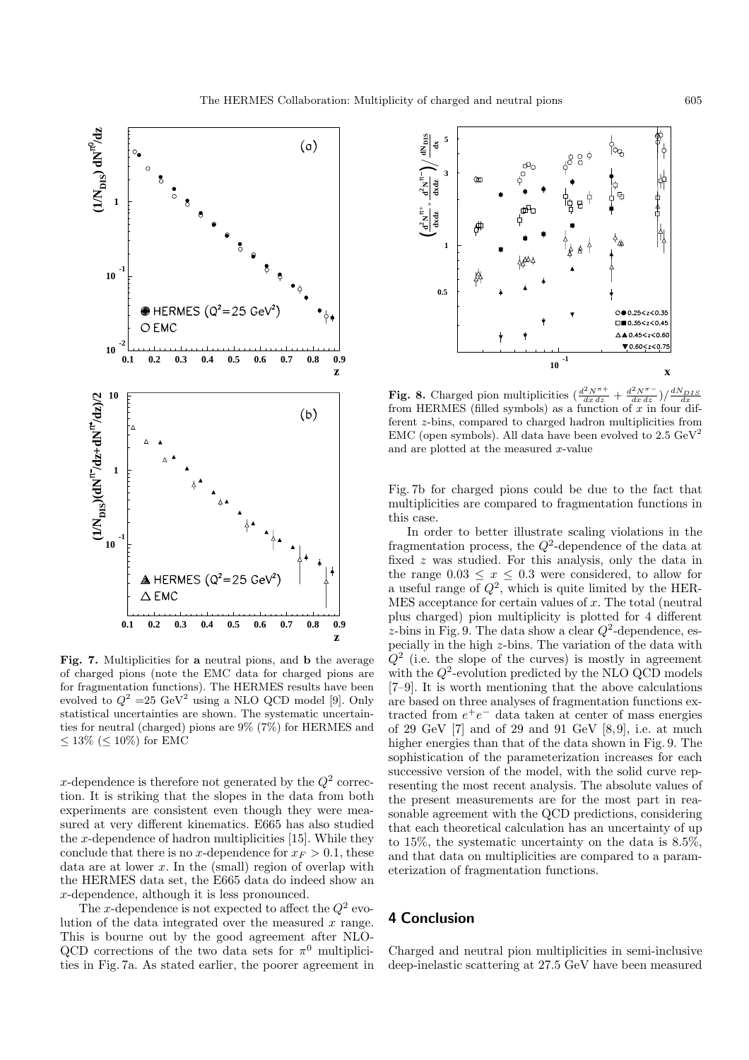(a)

$(1/N_{DIS})\, dN^{\pi^0}/dz$

1

$10^{-1}$

$10^{-2}$

HERMES ($Q^2$=25 GeV²)

EMC

0.1 0.2 0.3 0.4 0.5 0.6 0.7 0.8 0.9

z

(b)

$(1/N_{DIS})(dN^{\pi^-}/dz+dN^{\pi^+}/dz)/2$

10

1

$10^{-1}$

HERMES ($Q^2$=25 GeV²)

EMC

0.1 0.2 0.3 0.4 0.5 0.6 0.7 0.8 0.9

z

**Fig. 7.** Multiplicities for **a** neutral pions, and **b** the average of charged pions (note the EMC data for charged pions are for fragmentation functions). The HERMES results have been evolved to $Q^2$ =25 GeV$^2$ using a NLO QCD model [9]. Only statistical uncertainties are shown. The systematic uncertainties for neutral (charged) pions are 9% (7%) for HERMES and $\leq 13\%$ ($\leq 10\%$) for EMC

$x$-dependence is therefore not generated by the $Q^2$ correction. It is striking that the slopes in the data from both experiments are consistent even though they were measured at very different kinematics. E665 has also studied the $x$-dependence of hadron multiplicities [15]. While they conclude that there is no $x$-dependence for $x_F > 0.1$, these data are at lower $x$. In the (small) region of overlap with the HERMES data set, the E665 data do indeed show an $x$-dependence, although it is less pronounced.

The $x$-dependence is not expected to affect the $Q^2$ evolution of the data integrated over the measured $x$ range. This is bourne out by the good agreement after NLO-QCD corrections of the two data sets for $\pi^0$ multiplicities in Fig. 7a. As stated earlier, the poorer agreement in Fig. 7b for charged pions could be due to the fact that multiplicities are compared to fragmentation functions in this case.

$\left(\frac{d^2N^{\pi^+}}{dxdz}+\frac{d^2N^{\pi^-}}{dxdz}\right)/\frac{dN_{DIS}}{dx}$

5

3

1

0.5

$10^{-1}$

x

0.25<z<0.35

0.35<z<0.45

0.45<z<0.60

0.60<z<0.75

**Fig. 8.** Charged pion multiplicities $(\frac{d^2N^{\pi+}}{dx\,dz} + \frac{d^2N^{\pi-}}{dx\,dz})/\frac{dN_{DIS}}{dx}$ from HERMES (filled symbols) as a function of $x$ in four different $z$-bins, compared to charged hadron multiplicities from EMC (open symbols). All data have been evolved to 2.5 GeV$^2$ and are plotted at the measured $x$-value

In order to better illustrate scaling violations in the fragmentation process, the $Q^2$-dependence of the data at fixed $z$ was studied. For this analysis, only the data in the range $0.03 \leq x \leq 0.3$ were considered, to allow for a useful range of $Q^2$, which is quite limited by the HERMES acceptance for certain values of $x$. The total (neutral plus charged) pion multiplicity is plotted for 4 different $z$-bins in Fig. 9. The data show a clear $Q^2$-dependence, especially in the high $z$-bins. The variation of the data with $Q^2$ (i.e. the slope of the curves) is mostly in agreement with the $Q^2$-evolution predicted by the NLO QCD models [7–9]. It is worth mentioning that the above calculations are based on three analyses of fragmentation functions extracted from $e^+e^-$ data taken at center of mass energies of 29 GeV [7] and of 29 and 91 GeV [8,9], i.e. at much higher energies than that of the data shown in Fig. 9. The sophistication of the parameterization increases for each successive version of the model, with the solid curve representing the most recent analysis. The absolute values of the present measurements are for the most part in reasonable agreement with the QCD predictions, considering that each theoretical calculation has an uncertainty of up to 15%, the systematic uncertainty on the data is 8.5%, and that data on multiplicities are compared to a parameterization of fragmentation functions.

## 4 Conclusion

Charged and neutral pion multiplicities in semi-inclusive deep-inelastic scattering at 27.5 GeV have been measured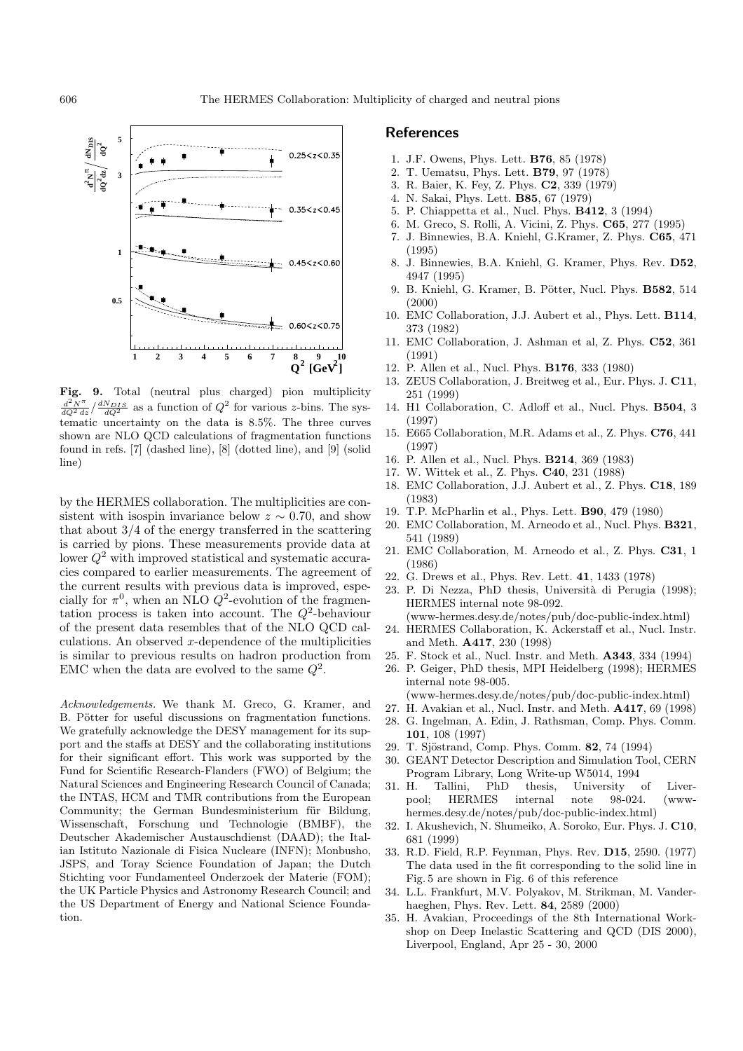$\frac{d^2N^\pi}{dQ^2 dz} / \frac{dN_{DIS}}{dQ^2}$

5

3

1

0.5

0.25<z<0.35

0.35<z<0.45

0.45<z<0.60

0.60<z<0.75

1 2 3 4 5 6 7 8 9 10

$Q^2$ [GeV$^2$]

**Fig. 9.** Total (neutral plus charged) pion multiplicity $\frac{d^2N^\pi}{dQ^2 dz} / \frac{dN_{DIS}}{dQ^2}$ as a function of $Q^2$ for various $z$-bins. The systematic uncertainty on the data is 8.5%. The three curves shown are NLO QCD calculations of fragmentation functions found in refs. [7] (dashed line), [8] (dotted line), and [9] (solid line)

by the HERMES collaboration. The multiplicities are consistent with isospin invariance below $z \sim 0.70$, and show that about 3/4 of the energy transferred in the scattering is carried by pions. These measurements provide data at lower $Q^2$ with improved statistical and systematic accuracies compared to earlier measurements. The agreement of the current results with previous data is improved, especially for $\pi^0$, when an NLO $Q^2$-evolution of the fragmentation process is taken into account. The $Q^2$-behaviour of the present data resembles that of the NLO QCD calculations. An observed $x$-dependence of the multiplicities is similar to previous results on hadron production from EMC when the data are evolved to the same $Q^2$.

*Acknowledgements.* We thank M. Greco, G. Kramer, and B. Pötter for useful discussions on fragmentation functions. We gratefully acknowledge the DESY management for its support and the staffs at DESY and the collaborating institutions for their significant effort. This work was supported by the Fund for Scientific Research-Flanders (FWO) of Belgium; the Natural Sciences and Engineering Research Council of Canada; the INTAS, HCM and TMR contributions from the European Community; the German Bundesministerium für Bildung, Wissenschaft, Forschung und Technologie (BMBF), the Deutscher Akademischer Austauschdienst (DAAD); the Italian Istituto Nazionale di Fisica Nucleare (INFN); Monbusho, JSPS, and Toray Science Foundation of Japan; the Dutch Stichting voor Fundamenteel Onderzoek der Materie (FOM); the UK Particle Physics and Astronomy Research Council; and the US Department of Energy and National Science Foundation.

## References

1. J.F. Owens, Phys. Lett. **B76**, 85 (1978)
2. T. Uematsu, Phys. Lett. **B79**, 97 (1978)
3. R. Baier, K. Fey, Z. Phys. **C2**, 339 (1979)
4. N. Sakai, Phys. Lett. **B85**, 67 (1979)
5. P. Chiappetta et al., Nucl. Phys. **B412**, 3 (1994)
6. M. Greco, S. Rolli, A. Vicini, Z. Phys. **C65**, 277 (1995)
7. J. Binnewies, B.A. Kniehl, G.Kramer, Z. Phys. **C65**, 471 (1995)
8. J. Binnewies, B.A. Kniehl, G. Kramer, Phys. Rev. **D52**, 4947 (1995)
9. B. Kniehl, G. Kramer, B. Pötter, Nucl. Phys. **B582**, 514 (2000)
10. EMC Collaboration, J.J. Aubert et al., Phys. Lett. **B114**, 373 (1982)
11. EMC Collaboration, J. Ashman et al, Z. Phys. **C52**, 361 (1991)
12. P. Allen et al., Nucl. Phys. **B176**, 333 (1980)
13. ZEUS Collaboration, J. Breitweg et al., Eur. Phys. J. **C11**, 251 (1999)
14. H1 Collaboration, C. Adloff et al., Nucl. Phys. **B504**, 3 (1997)
15. E665 Collaboration, M.R. Adams et al., Z. Phys. **C76**, 441 (1997)
16. P. Allen et al., Nucl. Phys. **B214**, 369 (1983)
17. W. Wittek et al., Z. Phys. **C40**, 231 (1988)
18. EMC Collaboration, J.J. Aubert et al., Z. Phys. **C18**, 189 (1983)
19. T.P. McPharlin et al., Phys. Lett. **B90**, 479 (1980)
20. EMC Collaboration, M. Arneodo et al., Nucl. Phys. **B321**, 541 (1989)
21. EMC Collaboration, M. Arneodo et al., Z. Phys. **C31**, 1 (1986)
22. G. Drews et al., Phys. Rev. Lett. **41**, 1433 (1978)
23. P. Di Nezza, PhD thesis, Università di Perugia (1998); HERMES internal note 98-092. (www-hermes.desy.de/notes/pub/doc-public-index.html)
24. HERMES Collaboration, K. Ackerstaff et al., Nucl. Instr. and Meth. **A417**, 230 (1998)
25. F. Stock et al., Nucl. Instr. and Meth. **A343**, 334 (1994)
26. P. Geiger, PhD thesis, MPI Heidelberg (1998); HERMES internal note 98-005. (www-hermes.desy.de/notes/pub/doc-public-index.html)
27. H. Avakian et al., Nucl. Instr. and Meth. **A417**, 69 (1998)
28. G. Ingelman, A. Edin, J. Rathsman, Comp. Phys. Comm. **101**, 108 (1997)
29. T. Sjöstrand, Comp. Phys. Comm. **82**, 74 (1994)
30. GEANT Detector Description and Simulation Tool, CERN Program Library, Long Write-up W5014, 1994
31. H. Tallini, PhD thesis, University of Liverpool; HERMES internal note 98-024. (www-hermes.desy.de/notes/pub/doc-public-index.html)
32. I. Akushevich, N. Shumeiko, A. Soroko, Eur. Phys. J. **C10**, 681 (1999)
33. R.D. Field, R.P. Feynman, Phys. Rev. **D15**, 2590. (1977) The data used in the fit corresponding to the solid line in Fig. 5 are shown in Fig. 6 of this reference
34. L.L. Frankfurt, M.V. Polyakov, M. Strikman, M. Vanderhaeghen, Phys. Rev. Lett. **84**, 2589 (2000)
35. H. Avakian, Proceedings of the 8th International Workshop on Deep Inelastic Scattering and QCD (DIS 2000), Liverpool, England, Apr 25 - 30, 2000